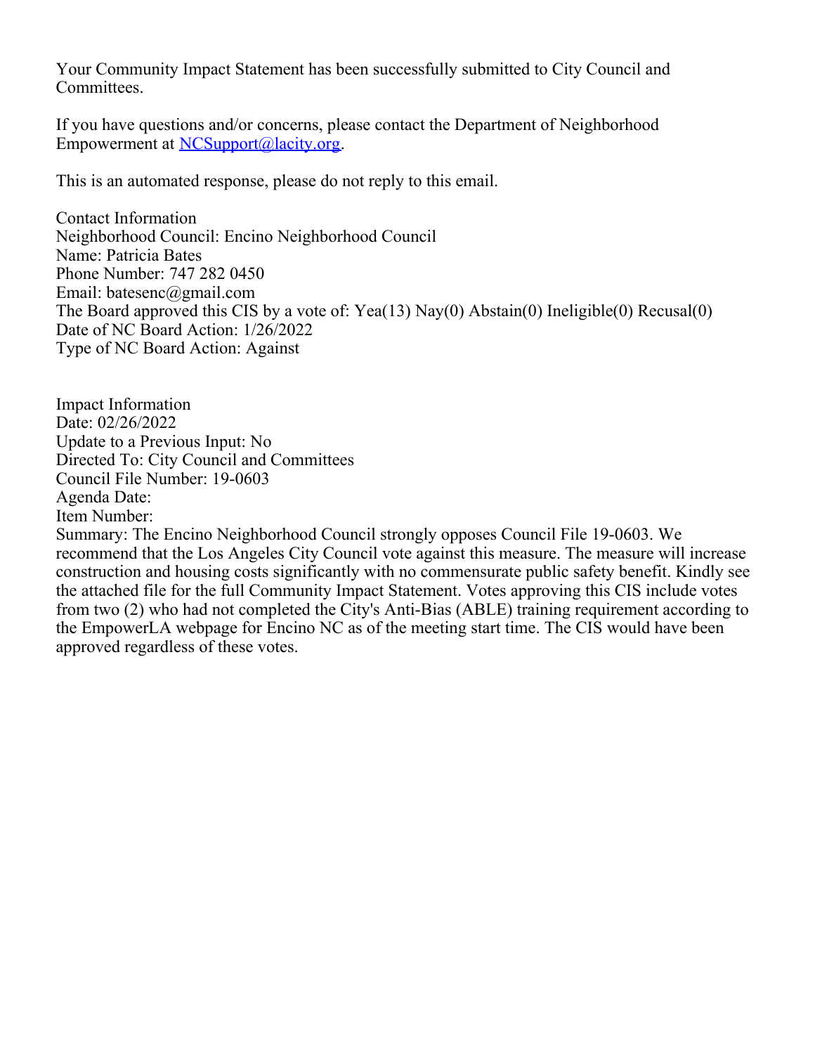Your Community Impact Statement has been successfully submitted to City Council and Committees.

If you have questions and/or concerns, please contact the Department of Neighborhood Empowerment at NCSupport@lacity.org.

This is an automated response, please do not reply to this email.

Contact Information  
Neighborhood Council: Encino Neighborhood Council  
Name: Patricia Bates  
Phone Number: 747 282 0450  
Email: batesenc@gmail.com  
The Board approved this CIS by a vote of: Yea(13) Nay(0) Abstain(0) Ineligible(0) Recusal(0)  
Date of NC Board Action: 1/26/2022  
Type of NC Board Action: Against

Impact Information  
Date: 02/26/2022  
Update to a Previous Input: No  
Directed To: City Council and Committees  
Council File Number: 19-0603  
Agenda Date:  
Item Number:  
Summary: The Encino Neighborhood Council strongly opposes Council File 19-0603. We recommend that the Los Angeles City Council vote against this measure. The measure will increase construction and housing costs significantly with no commensurate public safety benefit. Kindly see the attached file for the full Community Impact Statement. Votes approving this CIS include votes from two (2) who had not completed the City's Anti-Bias (ABLE) training requirement according to the EmpowerLA webpage for Encino NC as of the meeting start time. The CIS would have been approved regardless of these votes.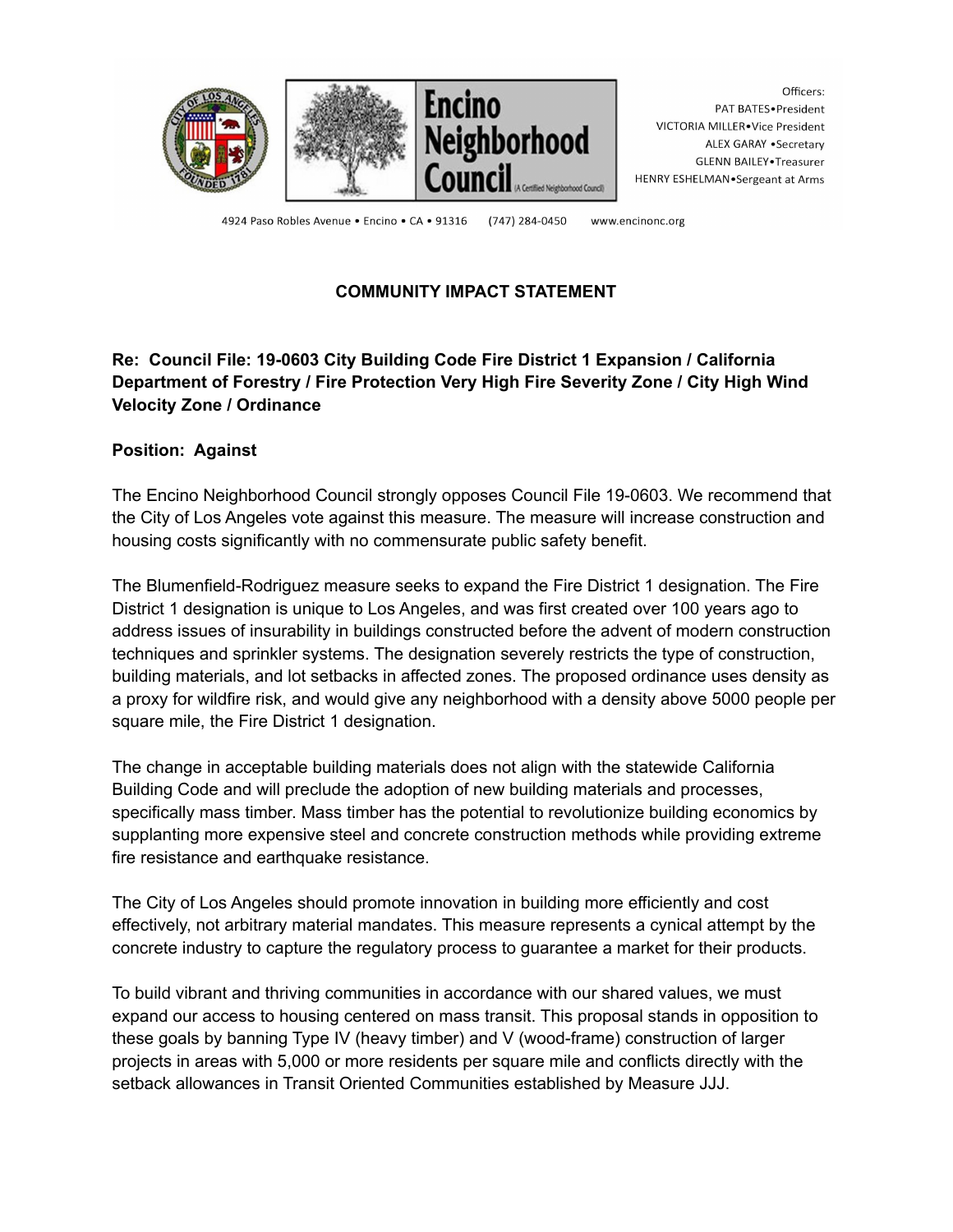Officers:
PAT BATES•President
VICTORIA MILLER•Vice President
ALEX GARAY •Secretary
GLENN BAILEY•Treasurer
HENRY ESHELMAN•Sergeant at Arms

**Encino Neighborhood Council** (A Certified Neighborhood Council)

4924 Paso Robles Avenue • Encino • CA • 91316 (747) 284-0450 www.encinonc.org

## COMMUNITY IMPACT STATEMENT

**Re: Council File: 19-0603 City Building Code Fire District 1 Expansion / California Department of Forestry / Fire Protection Very High Fire Severity Zone / City High Wind Velocity Zone / Ordinance**

**Position: Against**

The Encino Neighborhood Council strongly opposes Council File 19-0603. We recommend that the City of Los Angeles vote against this measure. The measure will increase construction and housing costs significantly with no commensurate public safety benefit.

The Blumenfield-Rodriguez measure seeks to expand the Fire District 1 designation. The Fire District 1 designation is unique to Los Angeles, and was first created over 100 years ago to address issues of insurability in buildings constructed before the advent of modern construction techniques and sprinkler systems. The designation severely restricts the type of construction, building materials, and lot setbacks in affected zones. The proposed ordinance uses density as a proxy for wildfire risk, and would give any neighborhood with a density above 5000 people per square mile, the Fire District 1 designation.

The change in acceptable building materials does not align with the statewide California Building Code and will preclude the adoption of new building materials and processes, specifically mass timber. Mass timber has the potential to revolutionize building economics by supplanting more expensive steel and concrete construction methods while providing extreme fire resistance and earthquake resistance.

The City of Los Angeles should promote innovation in building more efficiently and cost effectively, not arbitrary material mandates. This measure represents a cynical attempt by the concrete industry to capture the regulatory process to guarantee a market for their products.

To build vibrant and thriving communities in accordance with our shared values, we must expand our access to housing centered on mass transit. This proposal stands in opposition to these goals by banning Type IV (heavy timber) and V (wood-frame) construction of larger projects in areas with 5,000 or more residents per square mile and conflicts directly with the setback allowances in Transit Oriented Communities established by Measure JJJ.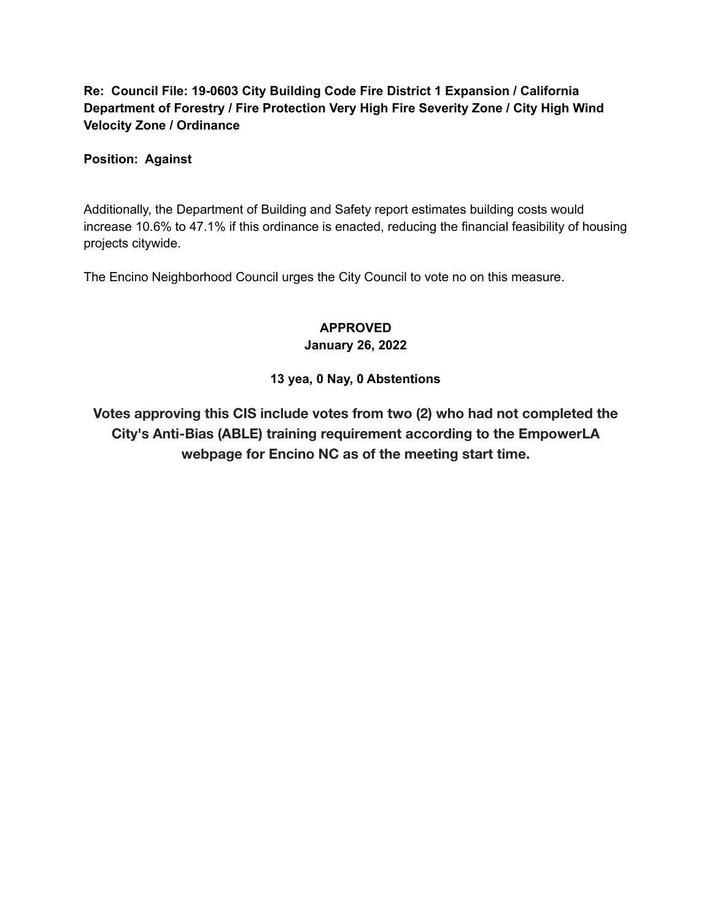**Re: Council File: 19-0603 City Building Code Fire District 1 Expansion / California Department of Forestry / Fire Protection Very High Fire Severity Zone / City High Wind Velocity Zone / Ordinance**

**Position: Against**

Additionally, the Department of Building and Safety report estimates building costs would increase 10.6% to 47.1% if this ordinance is enacted, reducing the financial feasibility of housing projects citywide.

The Encino Neighborhood Council urges the City Council to vote no on this measure.

**APPROVED**
**January 26, 2022**

**13 yea, 0 Nay, 0 Abstentions**

**Votes approving this CIS include votes from two (2) who had not completed the City's Anti-Bias (ABLE) training requirement according to the EmpowerLA webpage for Encino NC as of the meeting start time.**